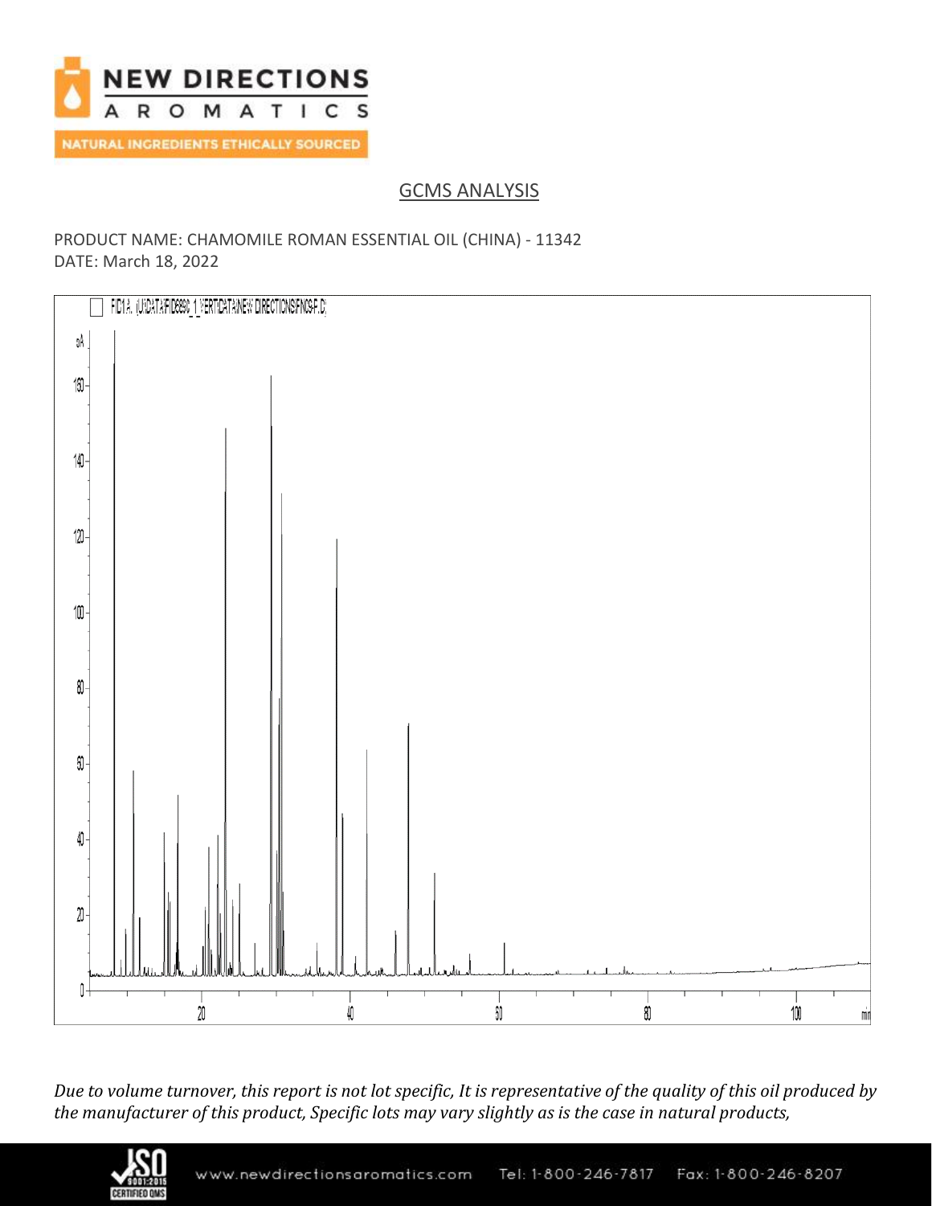## GCMS ANALYSIS

PRODUCT NAME: CHAMOMILE ROMAN ESSENTIAL OIL (CHINA) - 11342
DATE: March 18, 2022

*Due to volume turnover, this report is not lot specific, It is representative of the quality of this oil produced by the manufacturer of this product, Specific lots may vary slightly as is the case in natural products,*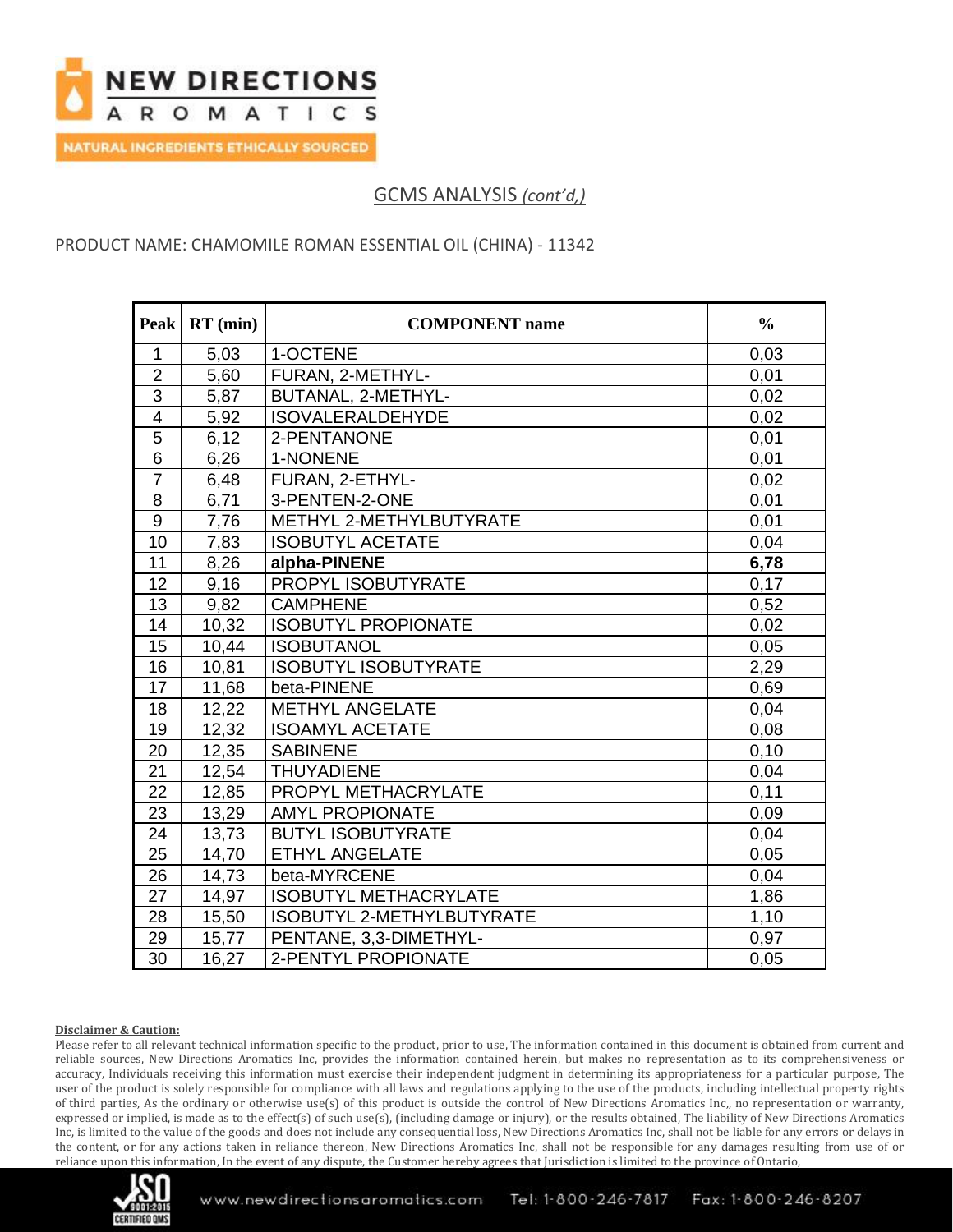## GCMS ANALYSIS *(cont'd,)*

PRODUCT NAME: CHAMOMILE ROMAN ESSENTIAL OIL (CHINA) - 11342

| Peak | RT (min) | COMPONENT name | % |
|---|---|---|---|
| 1 | 5,03 | 1-OCTENE | 0,03 |
| 2 | 5,60 | FURAN, 2-METHYL- | 0,01 |
| 3 | 5,87 | BUTANAL, 2-METHYL- | 0,02 |
| 4 | 5,92 | ISOVALERALDEHYDE | 0,02 |
| 5 | 6,12 | 2-PENTANONE | 0,01 |
| 6 | 6,26 | 1-NONENE | 0,01 |
| 7 | 6,48 | FURAN, 2-ETHYL- | 0,02 |
| 8 | 6,71 | 3-PENTEN-2-ONE | 0,01 |
| 9 | 7,76 | METHYL 2-METHYLBUTYRATE | 0,01 |
| 10 | 7,83 | ISOBUTYL ACETATE | 0,04 |
| 11 | 8,26 | **alpha-PINENE** | **6,78** |
| 12 | 9,16 | PROPYL ISOBUTYRATE | 0,17 |
| 13 | 9,82 | CAMPHENE | 0,52 |
| 14 | 10,32 | ISOBUTYL PROPIONATE | 0,02 |
| 15 | 10,44 | ISOBUTANOL | 0,05 |
| 16 | 10,81 | ISOBUTYL ISOBUTYRATE | 2,29 |
| 17 | 11,68 | beta-PINENE | 0,69 |
| 18 | 12,22 | METHYL ANGELATE | 0,04 |
| 19 | 12,32 | ISOAMYL ACETATE | 0,08 |
| 20 | 12,35 | SABINENE | 0,10 |
| 21 | 12,54 | THUYADIENE | 0,04 |
| 22 | 12,85 | PROPYL METHACRYLATE | 0,11 |
| 23 | 13,29 | AMYL PROPIONATE | 0,09 |
| 24 | 13,73 | BUTYL ISOBUTYRATE | 0,04 |
| 25 | 14,70 | ETHYL ANGELATE | 0,05 |
| 26 | 14,73 | beta-MYRCENE | 0,04 |
| 27 | 14,97 | ISOBUTYL METHACRYLATE | 1,86 |
| 28 | 15,50 | ISOBUTYL 2-METHYLBUTYRATE | 1,10 |
| 29 | 15,77 | PENTANE, 3,3-DIMETHYL- | 0,97 |
| 30 | 16,27 | 2-PENTYL PROPIONATE | 0,05 |

**Disclaimer & Caution:**

Please refer to all relevant technical information specific to the product, prior to use, The information contained in this document is obtained from current and reliable sources, New Directions Aromatics Inc, provides the information contained herein, but makes no representation as to its comprehensiveness or accuracy, Individuals receiving this information must exercise their independent judgment in determining its appropriateness for a particular purpose, The user of the product is solely responsible for compliance with all laws and regulations applying to the use of the products, including intellectual property rights of third parties, As the ordinary or otherwise use(s) of this product is outside the control of New Directions Aromatics Inc,, no representation or warranty, expressed or implied, is made as to the effect(s) of such use(s), (including damage or injury), or the results obtained, The liability of New Directions Aromatics Inc, is limited to the value of the goods and does not include any consequential loss, New Directions Aromatics Inc, shall not be liable for any errors or delays in the content, or for any actions taken in reliance thereon, New Directions Aromatics Inc, shall not be responsible for any damages resulting from use of or reliance upon this information, In the event of any dispute, the Customer hereby agrees that Jurisdiction is limited to the province of Ontario,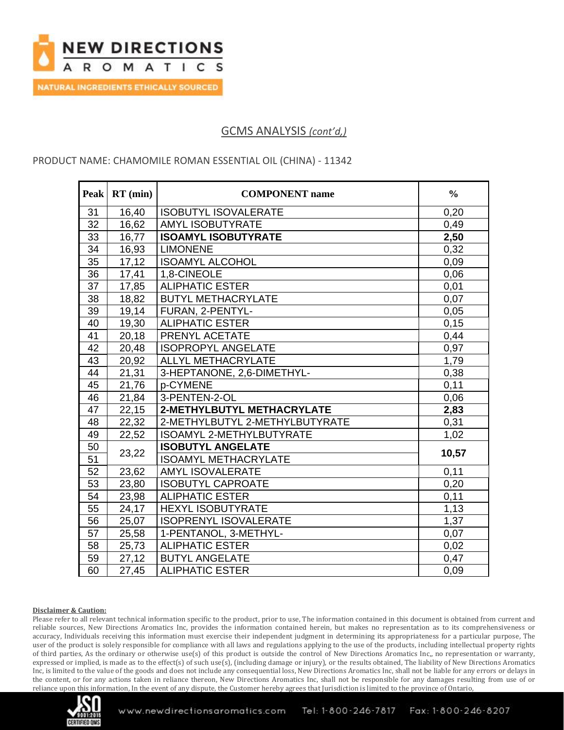## GCMS ANALYSIS *(cont'd,)*

PRODUCT NAME: CHAMOMILE ROMAN ESSENTIAL OIL (CHINA) - 11342

| Peak | RT (min) | COMPONENT name | % |
|---|---|---|---|
| 31 | 16,40 | ISOBUTYL ISOVALERATE | 0,20 |
| 32 | 16,62 | AMYL ISOBUTYRATE | 0,49 |
| 33 | 16,77 | **ISOAMYL ISOBUTYRATE** | **2,50** |
| 34 | 16,93 | LIMONENE | 0,32 |
| 35 | 17,12 | ISOAMYL ALCOHOL | 0,09 |
| 36 | 17,41 | 1,8-CINEOLE | 0,06 |
| 37 | 17,85 | ALIPHATIC ESTER | 0,01 |
| 38 | 18,82 | BUTYL METHACRYLATE | 0,07 |
| 39 | 19,14 | FURAN, 2-PENTYL- | 0,05 |
| 40 | 19,30 | ALIPHATIC ESTER | 0,15 |
| 41 | 20,18 | PRENYL ACETATE | 0,44 |
| 42 | 20,48 | ISOPROPYL ANGELATE | 0,97 |
| 43 | 20,92 | ALLYL METHACRYLATE | 1,79 |
| 44 | 21,31 | 3-HEPTANONE, 2,6-DIMETHYL- | 0,38 |
| 45 | 21,76 | p-CYMENE | 0,11 |
| 46 | 21,84 | 3-PENTEN-2-OL | 0,06 |
| 47 | 22,15 | **2-METHYLBUTYL METHACRYLATE** | **2,83** |
| 48 | 22,32 | 2-METHYLBUTYL 2-METHYLBUTYRATE | 0,31 |
| 49 | 22,52 | ISOAMYL 2-METHYLBUTYRATE | 1,02 |
| 50 | 23,22 | **ISOBUTYL ANGELATE** | **10,57** |
| 51 | | ISOAMYL METHACRYLATE | |
| 52 | 23,62 | AMYL ISOVALERATE | 0,11 |
| 53 | 23,80 | ISOBUTYL CAPROATE | 0,20 |
| 54 | 23,98 | ALIPHATIC ESTER | 0,11 |
| 55 | 24,17 | HEXYL ISOBUTYRATE | 1,13 |
| 56 | 25,07 | ISOPRENYL ISOVALERATE | 1,37 |
| 57 | 25,58 | 1-PENTANOL, 3-METHYL- | 0,07 |
| 58 | 25,73 | ALIPHATIC ESTER | 0,02 |
| 59 | 27,12 | BUTYL ANGELATE | 0,47 |
| 60 | 27,45 | ALIPHATIC ESTER | 0,09 |

**Disclaimer & Caution:**

Please refer to all relevant technical information specific to the product, prior to use, The information contained in this document is obtained from current and reliable sources, New Directions Aromatics Inc, provides the information contained herein, but makes no representation as to its comprehensiveness or accuracy, Individuals receiving this information must exercise their independent judgment in determining its appropriateness for a particular purpose, The user of the product is solely responsible for compliance with all laws and regulations applying to the use of the products, including intellectual property rights of third parties, As the ordinary or otherwise use(s) of this product is outside the control of New Directions Aromatics Inc,, no representation or warranty, expressed or implied, is made as to the effect(s) of such use(s), (including damage or injury), or the results obtained, The liability of New Directions Aromatics Inc, is limited to the value of the goods and does not include any consequential loss, New Directions Aromatics Inc, shall not be liable for any errors or delays in the content, or for any actions taken in reliance thereon, New Directions Aromatics Inc, shall not be responsible for any damages resulting from use of or reliance upon this information, In the event of any dispute, the Customer hereby agrees that Jurisdiction is limited to the province of Ontario,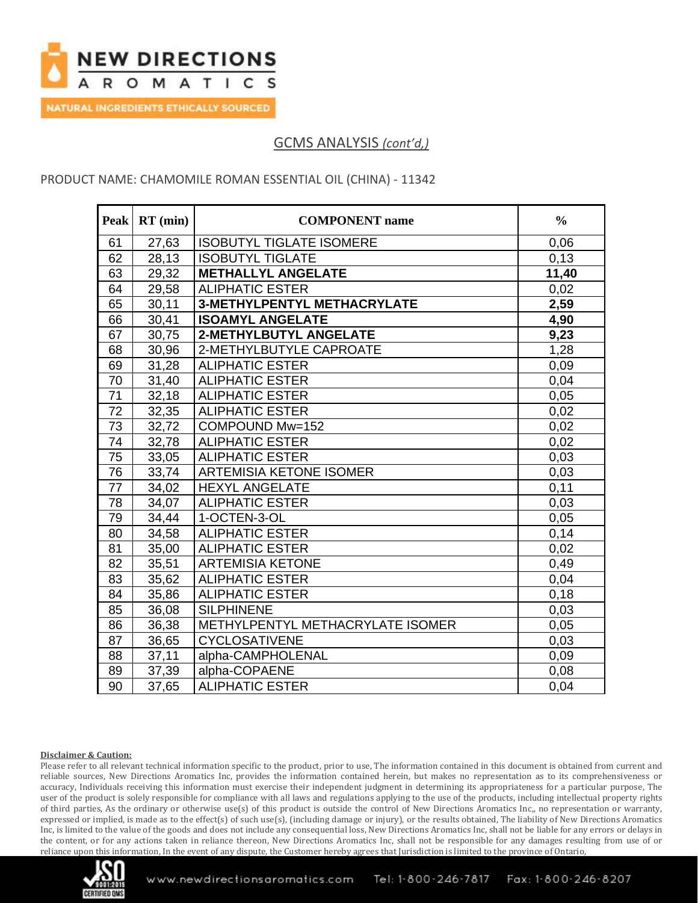## GCMS ANALYSIS *(cont'd,)*

PRODUCT NAME: CHAMOMILE ROMAN ESSENTIAL OIL (CHINA) - 11342

| Peak | RT (min) | COMPONENT name | % |
|---|---|---|---|
| 61 | 27,63 | ISOBUTYL TIGLATE ISOMERE | 0,06 |
| 62 | 28,13 | ISOBUTYL TIGLATE | 0,13 |
| 63 | 29,32 | **METHALLYL ANGELATE** | **11,40** |
| 64 | 29,58 | ALIPHATIC ESTER | 0,02 |
| 65 | 30,11 | **3-METHYLPENTYL METHACRYLATE** | **2,59** |
| 66 | 30,41 | **ISOAMYL ANGELATE** | **4,90** |
| 67 | 30,75 | **2-METHYLBUTYL ANGELATE** | **9,23** |
| 68 | 30,96 | 2-METHYLBUTYLE CAPROATE | 1,28 |
| 69 | 31,28 | ALIPHATIC ESTER | 0,09 |
| 70 | 31,40 | ALIPHATIC ESTER | 0,04 |
| 71 | 32,18 | ALIPHATIC ESTER | 0,05 |
| 72 | 32,35 | ALIPHATIC ESTER | 0,02 |
| 73 | 32,72 | COMPOUND Mw=152 | 0,02 |
| 74 | 32,78 | ALIPHATIC ESTER | 0,02 |
| 75 | 33,05 | ALIPHATIC ESTER | 0,03 |
| 76 | 33,74 | ARTEMISIA KETONE ISOMER | 0,03 |
| 77 | 34,02 | HEXYL ANGELATE | 0,11 |
| 78 | 34,07 | ALIPHATIC ESTER | 0,03 |
| 79 | 34,44 | 1-OCTEN-3-OL | 0,05 |
| 80 | 34,58 | ALIPHATIC ESTER | 0,14 |
| 81 | 35,00 | ALIPHATIC ESTER | 0,02 |
| 82 | 35,51 | ARTEMISIA KETONE | 0,49 |
| 83 | 35,62 | ALIPHATIC ESTER | 0,04 |
| 84 | 35,86 | ALIPHATIC ESTER | 0,18 |
| 85 | 36,08 | SILPHINENE | 0,03 |
| 86 | 36,38 | METHYLPENTYL METHACRYLATE ISOMER | 0,05 |
| 87 | 36,65 | CYCLOSATIVENE | 0,03 |
| 88 | 37,11 | alpha-CAMPHOLENAL | 0,09 |
| 89 | 37,39 | alpha-COPAENE | 0,08 |
| 90 | 37,65 | ALIPHATIC ESTER | 0,04 |

**Disclaimer & Caution:**

Please refer to all relevant technical information specific to the product, prior to use, The information contained in this document is obtained from current and reliable sources, New Directions Aromatics Inc, provides the information contained herein, but makes no representation as to its comprehensiveness or accuracy, Individuals receiving this information must exercise their independent judgment in determining its appropriateness for a particular purpose, The user of the product is solely responsible for compliance with all laws and regulations applying to the use of the products, including intellectual property rights of third parties, As the ordinary or otherwise use(s) of this product is outside the control of New Directions Aromatics Inc,, no representation or warranty, expressed or implied, is made as to the effect(s) of such use(s), (including damage or injury), or the results obtained, The liability of New Directions Aromatics Inc, is limited to the value of the goods and does not include any consequential loss, New Directions Aromatics Inc, shall not be liable for any errors or delays in the content, or for any actions taken in reliance thereon, New Directions Aromatics Inc, shall not be responsible for any damages resulting from use of or reliance upon this information, In the event of any dispute, the Customer hereby agrees that Jurisdiction is limited to the province of Ontario,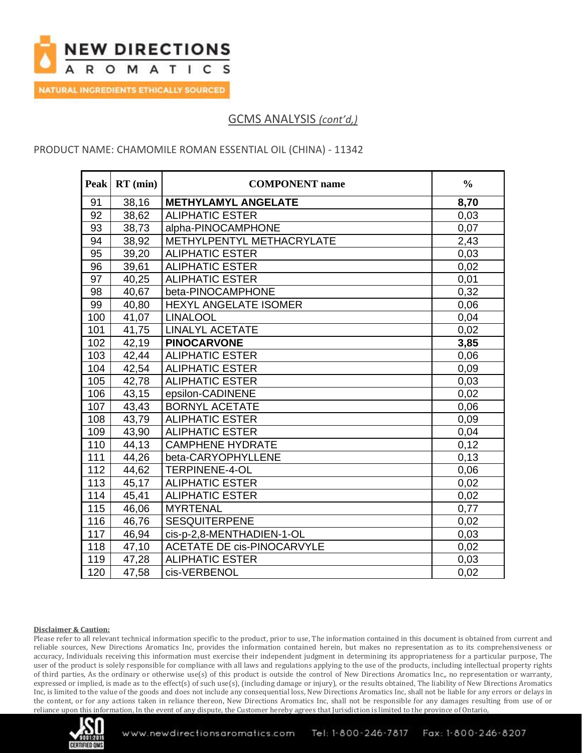## GCMS ANALYSIS *(cont'd,)*

PRODUCT NAME: CHAMOMILE ROMAN ESSENTIAL OIL (CHINA) - 11342

| Peak | RT (min) | COMPONENT name | % |
|---|---|---|---|
| 91 | 38,16 | **METHYLAMYL ANGELATE** | **8,70** |
| 92 | 38,62 | ALIPHATIC ESTER | 0,03 |
| 93 | 38,73 | alpha-PINOCAMPHONE | 0,07 |
| 94 | 38,92 | METHYLPENTYL METHACRYLATE | 2,43 |
| 95 | 39,20 | ALIPHATIC ESTER | 0,03 |
| 96 | 39,61 | ALIPHATIC ESTER | 0,02 |
| 97 | 40,25 | ALIPHATIC ESTER | 0,01 |
| 98 | 40,67 | beta-PINOCAMPHONE | 0,32 |
| 99 | 40,80 | HEXYL ANGELATE ISOMER | 0,06 |
| 100 | 41,07 | LINALOOL | 0,04 |
| 101 | 41,75 | LINALYL ACETATE | 0,02 |
| 102 | 42,19 | **PINOCARVONE** | **3,85** |
| 103 | 42,44 | ALIPHATIC ESTER | 0,06 |
| 104 | 42,54 | ALIPHATIC ESTER | 0,09 |
| 105 | 42,78 | ALIPHATIC ESTER | 0,03 |
| 106 | 43,15 | epsilon-CADINENE | 0,02 |
| 107 | 43,43 | BORNYL ACETATE | 0,06 |
| 108 | 43,79 | ALIPHATIC ESTER | 0,09 |
| 109 | 43,90 | ALIPHATIC ESTER | 0,04 |
| 110 | 44,13 | CAMPHENE HYDRATE | 0,12 |
| 111 | 44,26 | beta-CARYOPHYLLENE | 0,13 |
| 112 | 44,62 | TERPINENE-4-OL | 0,06 |
| 113 | 45,17 | ALIPHATIC ESTER | 0,02 |
| 114 | 45,41 | ALIPHATIC ESTER | 0,02 |
| 115 | 46,06 | MYRTENAL | 0,77 |
| 116 | 46,76 | SESQUITERPENE | 0,02 |
| 117 | 46,94 | cis-p-2,8-MENTHADIEN-1-OL | 0,03 |
| 118 | 47,10 | ACETATE DE cis-PINOCARVYLE | 0,02 |
| 119 | 47,28 | ALIPHATIC ESTER | 0,03 |
| 120 | 47,58 | cis-VERBENOL | 0,02 |

**Disclaimer & Caution:**

Please refer to all relevant technical information specific to the product, prior to use, The information contained in this document is obtained from current and reliable sources, New Directions Aromatics Inc, provides the information contained herein, but makes no representation as to its comprehensiveness or accuracy, Individuals receiving this information must exercise their independent judgment in determining its appropriateness for a particular purpose, The user of the product is solely responsible for compliance with all laws and regulations applying to the use of the products, including intellectual property rights of third parties, As the ordinary or otherwise use(s) of this product is outside the control of New Directions Aromatics Inc,, no representation or warranty, expressed or implied, is made as to the effect(s) of such use(s), (including damage or injury), or the results obtained, The liability of New Directions Aromatics Inc, is limited to the value of the goods and does not include any consequential loss, New Directions Aromatics Inc, shall not be liable for any errors or delays in the content, or for any actions taken in reliance thereon, New Directions Aromatics Inc, shall not be responsible for any damages resulting from use of or reliance upon this information, In the event of any dispute, the Customer hereby agrees that Jurisdiction is limited to the province of Ontario,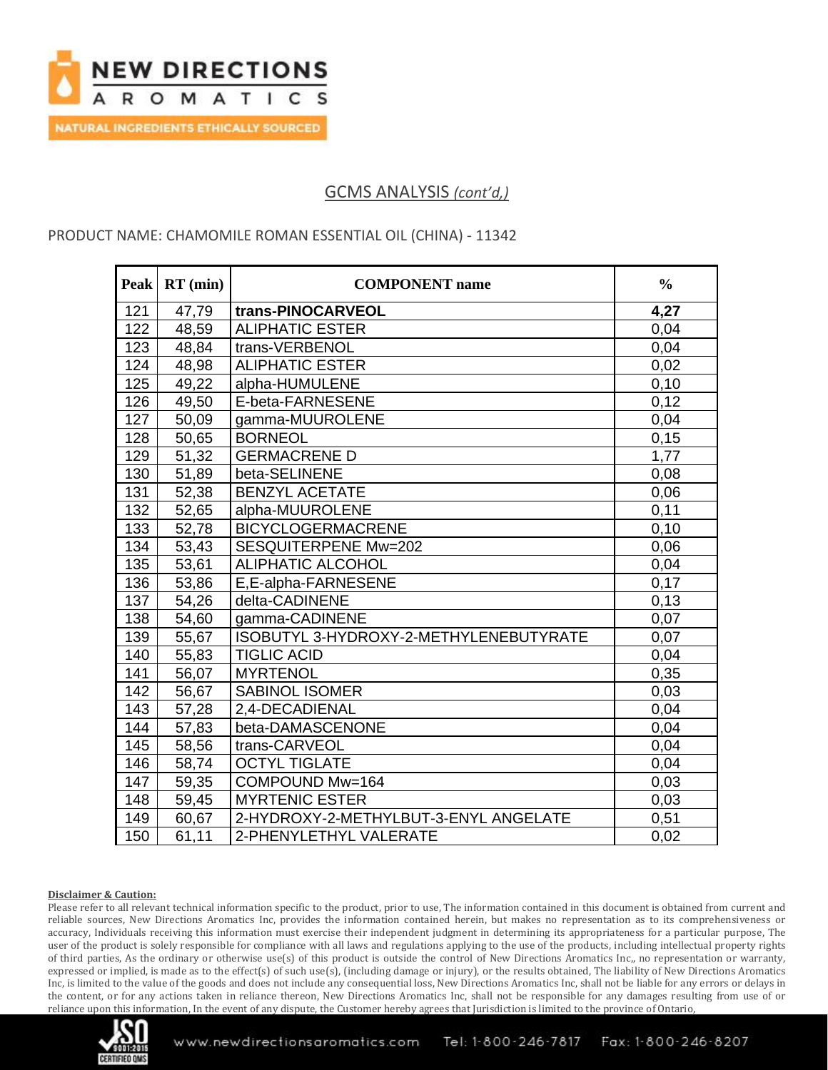## GCMS ANALYSIS *(cont'd,)*

PRODUCT NAME: CHAMOMILE ROMAN ESSENTIAL OIL (CHINA) - 11342

| Peak | RT (min) | COMPONENT name | % |
|---|---|---|---|
| 121 | 47,79 | **trans-PINOCARVEOL** | **4,27** |
| 122 | 48,59 | ALIPHATIC ESTER | 0,04 |
| 123 | 48,84 | trans-VERBENOL | 0,04 |
| 124 | 48,98 | ALIPHATIC ESTER | 0,02 |
| 125 | 49,22 | alpha-HUMULENE | 0,10 |
| 126 | 49,50 | E-beta-FARNESENE | 0,12 |
| 127 | 50,09 | gamma-MUUROLENE | 0,04 |
| 128 | 50,65 | BORNEOL | 0,15 |
| 129 | 51,32 | GERMACRENE D | 1,77 |
| 130 | 51,89 | beta-SELINENE | 0,08 |
| 131 | 52,38 | BENZYL ACETATE | 0,06 |
| 132 | 52,65 | alpha-MUUROLENE | 0,11 |
| 133 | 52,78 | BICYCLOGERMACRENE | 0,10 |
| 134 | 53,43 | SESQUITERPENE Mw=202 | 0,06 |
| 135 | 53,61 | ALIPHATIC ALCOHOL | 0,04 |
| 136 | 53,86 | E,E-alpha-FARNESENE | 0,17 |
| 137 | 54,26 | delta-CADINENE | 0,13 |
| 138 | 54,60 | gamma-CADINENE | 0,07 |
| 139 | 55,67 | ISOBUTYL 3-HYDROXY-2-METHYLENEBUTYRATE | 0,07 |
| 140 | 55,83 | TIGLIC ACID | 0,04 |
| 141 | 56,07 | MYRTENOL | 0,35 |
| 142 | 56,67 | SABINOL ISOMER | 0,03 |
| 143 | 57,28 | 2,4-DECADIENAL | 0,04 |
| 144 | 57,83 | beta-DAMASCENONE | 0,04 |
| 145 | 58,56 | trans-CARVEOL | 0,04 |
| 146 | 58,74 | OCTYL TIGLATE | 0,04 |
| 147 | 59,35 | COMPOUND Mw=164 | 0,03 |
| 148 | 59,45 | MYRTENIC ESTER | 0,03 |
| 149 | 60,67 | 2-HYDROXY-2-METHYLBUT-3-ENYL ANGELATE | 0,51 |
| 150 | 61,11 | 2-PHENYLETHYL VALERATE | 0,02 |

**Disclaimer & Caution:**

Please refer to all relevant technical information specific to the product, prior to use, The information contained in this document is obtained from current and reliable sources, New Directions Aromatics Inc, provides the information contained herein, but makes no representation as to its comprehensiveness or accuracy, Individuals receiving this information must exercise their independent judgment in determining its appropriateness for a particular purpose, The user of the product is solely responsible for compliance with all laws and regulations applying to the use of the products, including intellectual property rights of third parties, As the ordinary or otherwise use(s) of this product is outside the control of New Directions Aromatics Inc,, no representation or warranty, expressed or implied, is made as to the effect(s) of such use(s), (including damage or injury), or the results obtained, The liability of New Directions Aromatics Inc, is limited to the value of the goods and does not include any consequential loss, New Directions Aromatics Inc, shall not be liable for any errors or delays in the content, or for any actions taken in reliance thereon, New Directions Aromatics Inc, shall not be responsible for any damages resulting from use of or reliance upon this information, In the event of any dispute, the Customer hereby agrees that Jurisdiction is limited to the province of Ontario,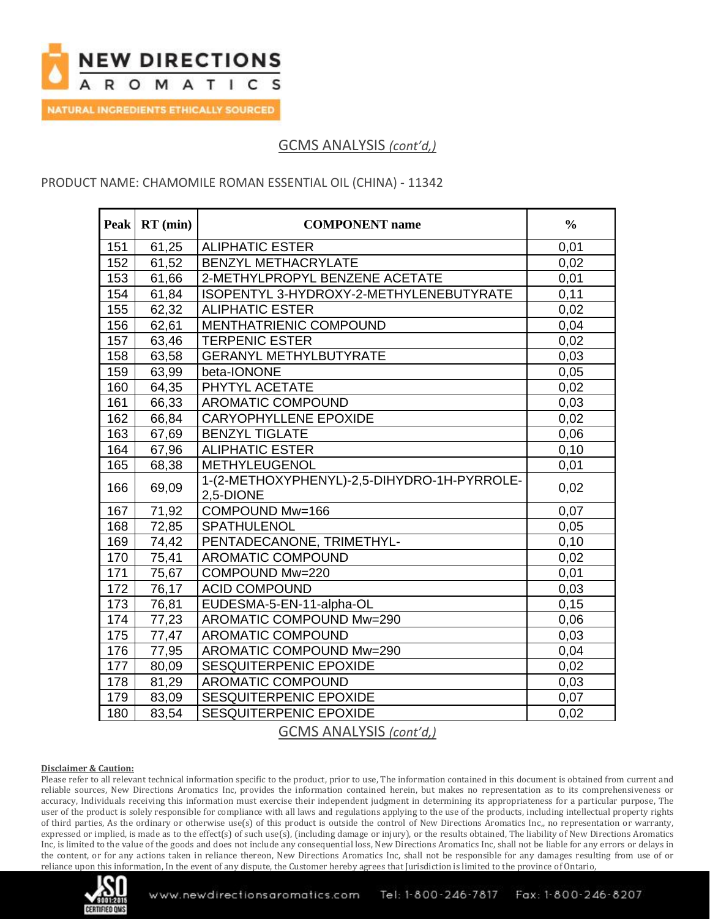## GCMS ANALYSIS *(cont'd,)*

PRODUCT NAME: CHAMOMILE ROMAN ESSENTIAL OIL (CHINA) - 11342

| Peak | RT (min) | COMPONENT name | % |
|---|---|---|---|
| 151 | 61,25 | ALIPHATIC ESTER | 0,01 |
| 152 | 61,52 | BENZYL METHACRYLATE | 0,02 |
| 153 | 61,66 | 2-METHYLPROPYL BENZENE ACETATE | 0,01 |
| 154 | 61,84 | ISOPENTYL 3-HYDROXY-2-METHYLENEBUTYRATE | 0,11 |
| 155 | 62,32 | ALIPHATIC ESTER | 0,02 |
| 156 | 62,61 | MENTHATRIENIC COMPOUND | 0,04 |
| 157 | 63,46 | TERPENIC ESTER | 0,02 |
| 158 | 63,58 | GERANYL METHYLBUTYRATE | 0,03 |
| 159 | 63,99 | beta-IONONE | 0,05 |
| 160 | 64,35 | PHYTYL ACETATE | 0,02 |
| 161 | 66,33 | AROMATIC COMPOUND | 0,03 |
| 162 | 66,84 | CARYOPHYLLENE EPOXIDE | 0,02 |
| 163 | 67,69 | BENZYL TIGLATE | 0,06 |
| 164 | 67,96 | ALIPHATIC ESTER | 0,10 |
| 165 | 68,38 | METHYLEUGENOL | 0,01 |
| 166 | 69,09 | 1-(2-METHOXYPHENYL)-2,5-DIHYDRO-1H-PYRROLE-2,5-DIONE | 0,02 |
| 167 | 71,92 | COMPOUND Mw=166 | 0,07 |
| 168 | 72,85 | SPATHULENOL | 0,05 |
| 169 | 74,42 | PENTADECANONE, TRIMETHYL- | 0,10 |
| 170 | 75,41 | AROMATIC COMPOUND | 0,02 |
| 171 | 75,67 | COMPOUND Mw=220 | 0,01 |
| 172 | 76,17 | ACID COMPOUND | 0,03 |
| 173 | 76,81 | EUDESMA-5-EN-11-alpha-OL | 0,15 |
| 174 | 77,23 | AROMATIC COMPOUND Mw=290 | 0,06 |
| 175 | 77,47 | AROMATIC COMPOUND | 0,03 |
| 176 | 77,95 | AROMATIC COMPOUND Mw=290 | 0,04 |
| 177 | 80,09 | SESQUITERPENIC EPOXIDE | 0,02 |
| 178 | 81,29 | AROMATIC COMPOUND | 0,03 |
| 179 | 83,09 | SESQUITERPENIC EPOXIDE | 0,07 |
| 180 | 83,54 | SESQUITERPENIC EPOXIDE | 0,02 |

GCMS ANALYSIS *(cont'd,)*

**Disclaimer & Caution:**

Please refer to all relevant technical information specific to the product, prior to use, The information contained in this document is obtained from current and reliable sources, New Directions Aromatics Inc, provides the information contained herein, but makes no representation as to its comprehensiveness or accuracy, Individuals receiving this information must exercise their independent judgment in determining its appropriateness for a particular purpose, The user of the product is solely responsible for compliance with all laws and regulations applying to the use of the products, including intellectual property rights of third parties, As the ordinary or otherwise use(s) of this product is outside the control of New Directions Aromatics Inc,, no representation or warranty, expressed or implied, is made as to the effect(s) of such use(s), (including damage or injury), or the results obtained, The liability of New Directions Aromatics Inc, is limited to the value of the goods and does not include any consequential loss, New Directions Aromatics Inc, shall not be liable for any errors or delays in the content, or for any actions taken in reliance thereon, New Directions Aromatics Inc, shall not be responsible for any damages resulting from use of or reliance upon this information, In the event of any dispute, the Customer hereby agrees that Jurisdiction is limited to the province of Ontario,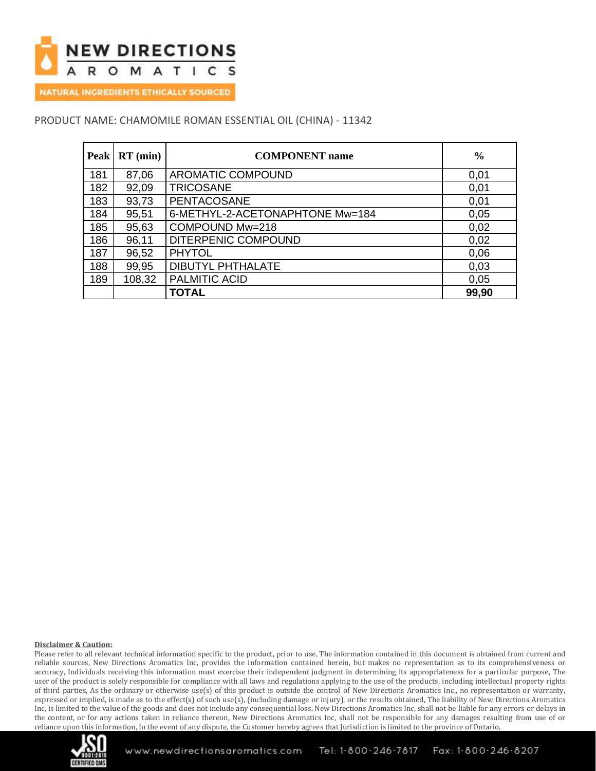PRODUCT NAME: CHAMOMILE ROMAN ESSENTIAL OIL (CHINA) - 11342

| Peak | RT (min) | COMPONENT name | % |
|---|---|---|---|
| 181 | 87,06 | AROMATIC COMPOUND | 0,01 |
| 182 | 92,09 | TRICOSANE | 0,01 |
| 183 | 93,73 | PENTACOSANE | 0,01 |
| 184 | 95,51 | 6-METHYL-2-ACETONAPHTONE Mw=184 | 0,05 |
| 185 | 95,63 | COMPOUND Mw=218 | 0,02 |
| 186 | 96,11 | DITERPENIC COMPOUND | 0,02 |
| 187 | 96,52 | PHYTOL | 0,06 |
| 188 | 99,95 | DIBUTYL PHTHALATE | 0,03 |
| 189 | 108,32 | PALMITIC ACID | 0,05 |
| | | **TOTAL** | **99,90** |

**Disclaimer & Caution:**

Please refer to all relevant technical information specific to the product, prior to use, The information contained in this document is obtained from current and reliable sources, New Directions Aromatics Inc, provides the information contained herein, but makes no representation as to its comprehensiveness or accuracy, Individuals receiving this information must exercise their independent judgment in determining its appropriateness for a particular purpose, The user of the product is solely responsible for compliance with all laws and regulations applying to the use of the products, including intellectual property rights of third parties, As the ordinary or otherwise use(s) of this product is outside the control of New Directions Aromatics Inc,, no representation or warranty, expressed or implied, is made as to the effect(s) of such use(s), (including damage or injury), or the results obtained, The liability of New Directions Aromatics Inc, is limited to the value of the goods and does not include any consequential loss, New Directions Aromatics Inc, shall not be liable for any errors or delays in the content, or for any actions taken in reliance thereon, New Directions Aromatics Inc, shall not be responsible for any damages resulting from use of or reliance upon this information, In the event of any dispute, the Customer hereby agrees that Jurisdiction is limited to the province of Ontario,